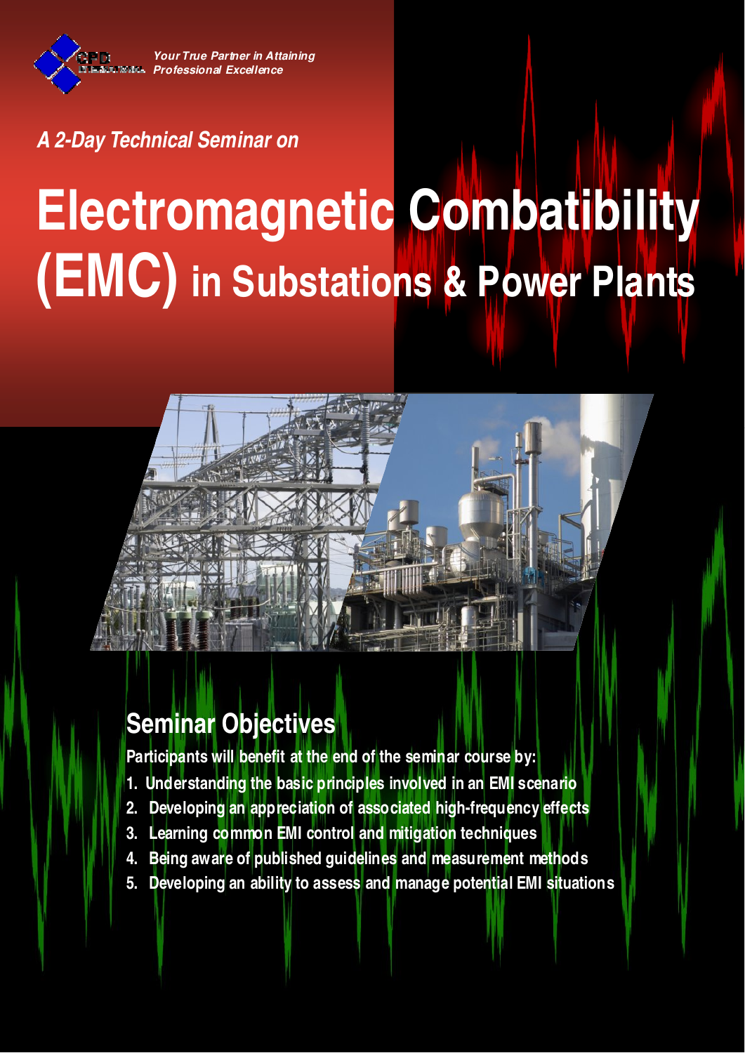*Your True Partner in Attaining Professional Excellence*

*A 2-Day Technical Seminar on*

# Electromagnetic Combatibility (EMC) in Substations & Power Plants

## Seminar Objectives

**Participants will benefit at the end of the seminar course by:**

1. **Understanding the basic principles involved in an EMI scenario**
2. **Developing an appreciation of associated high-frequency effects**
3. **Learning common EMI control and mitigation techniques**
4. **Being aware of published guidelines and measurement methods**
5. **Developing an ability to assess and manage potential EMI situations**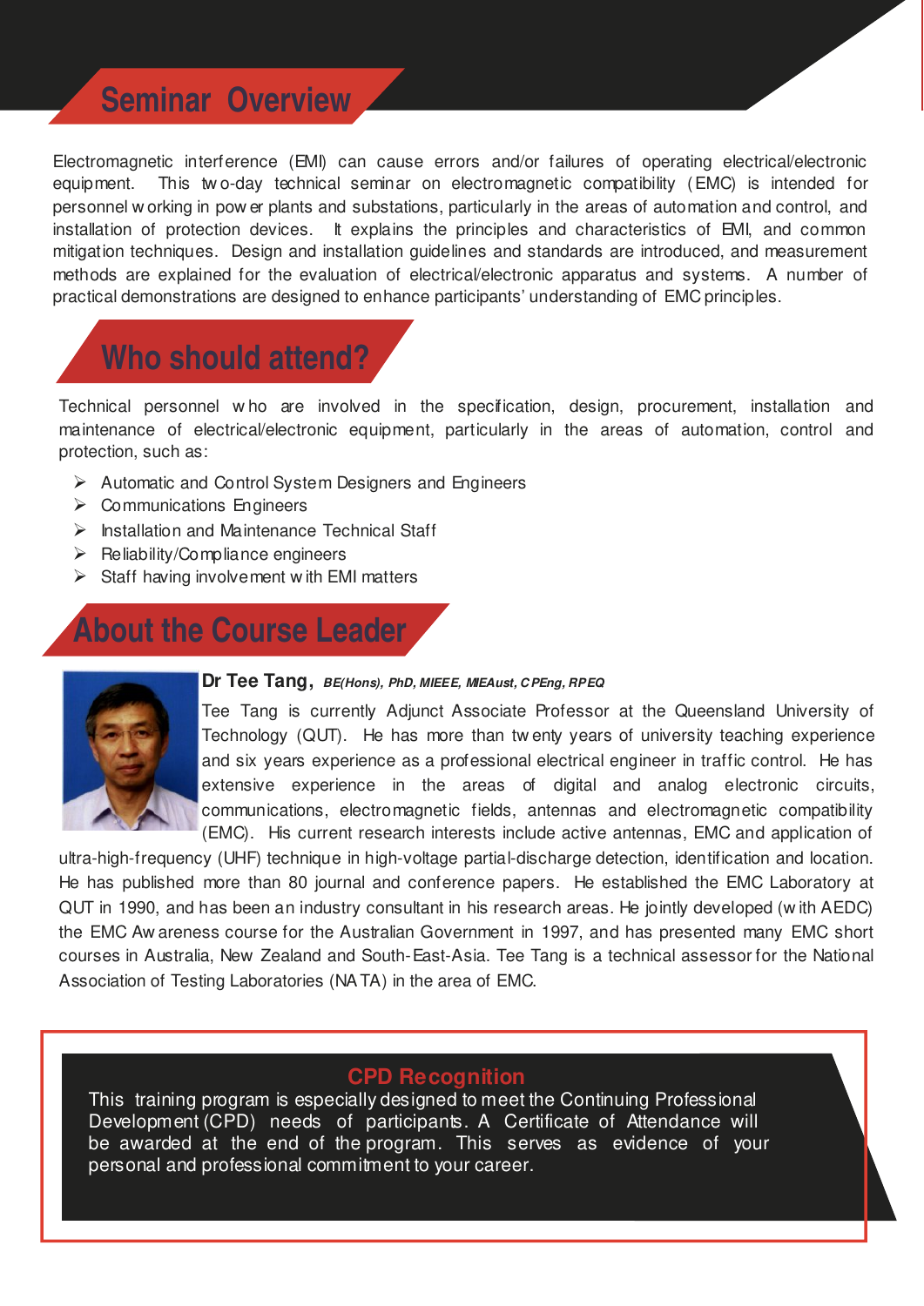## Seminar Overview

Electromagnetic interference (EMI) can cause errors and/or failures of operating electrical/electronic equipment. This two-day technical seminar on electromagnetic compatibility (EMC) is intended for personnel working in power plants and substations, particularly in the areas of automation and control, and installation of protection devices. It explains the principles and characteristics of EMI, and common mitigation techniques. Design and installation guidelines and standards are introduced, and measurement methods are explained for the evaluation of electrical/electronic apparatus and systems. A number of practical demonstrations are designed to enhance participants' understanding of EMC principles.

## Who should attend?

Technical personnel who are involved in the specification, design, procurement, installation and maintenance of electrical/electronic equipment, particularly in the areas of automation, control and protection, such as:

- Automatic and Control System Designers and Engineers
- Communications Engineers
- Installation and Maintenance Technical Staff
- Reliability/Compliance engineers
- Staff having involvement with EMI matters

## About the Course Leader

**Dr Tee Tang,** ***BE(Hons), PhD, MIEEE, MIEAust, CPEng, RPEQ***

Tee Tang is currently Adjunct Associate Professor at the Queensland University of Technology (QUT). He has more than twenty years of university teaching experience and six years experience as a professional electrical engineer in traffic control. He has extensive experience in the areas of digital and analog electronic circuits, communications, electromagnetic fields, antennas and electromagnetic compatibility (EMC). His current research interests include active antennas, EMC and application of ultra-high-frequency (UHF) technique in high-voltage partial-discharge detection, identification and location. He has published more than 80 journal and conference papers. He established the EMC Laboratory at QUT in 1990, and has been an industry consultant in his research areas. He jointly developed (with AEDC) the EMC Awareness course for the Australian Government in 1997, and has presented many EMC short courses in Australia, New Zealand and South-East-Asia. Tee Tang is a technical assessor for the National Association of Testing Laboratories (NATA) in the area of EMC.

### CPD Recognition

This training program is especially designed to meet the Continuing Professional Development (CPD) needs of participants. A Certificate of Attendance will be awarded at the end of the program. This serves as evidence of your personal and professional commitment to your career.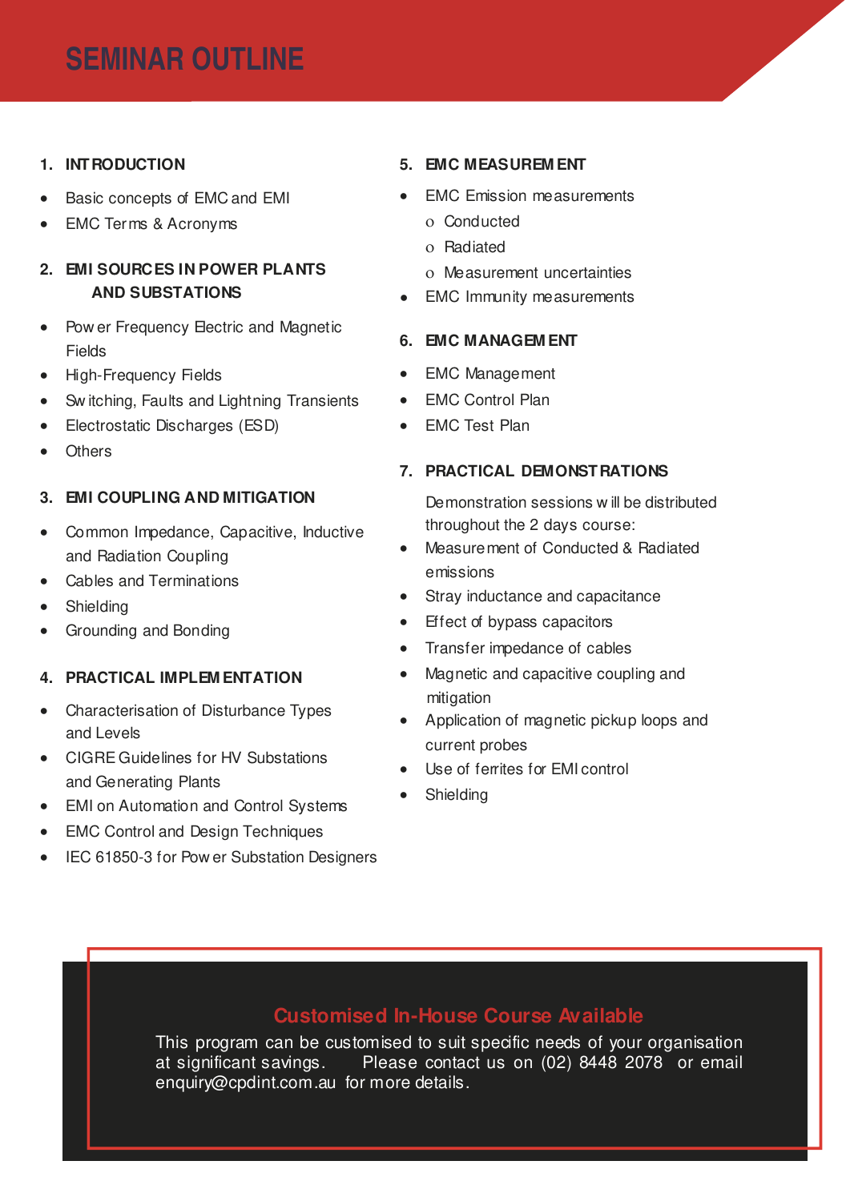# SEMINAR OUTLINE

### 1. INTRODUCTION

- Basic concepts of EMC and EMI
- EMC Terms & Acronyms

### 2. EMI SOURCES IN POWER PLANTS AND SUBSTATIONS

- Power Frequency Electric and Magnetic Fields
- High-Frequency Fields
- Switching, Faults and Lightning Transients
- Electrostatic Discharges (ESD)
- Others

### 3. EMI COUPLING AND MITIGATION

- Common Impedance, Capacitive, Inductive and Radiation Coupling
- Cables and Terminations
- Shielding
- Grounding and Bonding

### 4. PRACTICAL IMPLEMENTATION

- Characterisation of Disturbance Types and Levels
- CIGRE Guidelines for HV Substations and Generating Plants
- EMI on Automation and Control Systems
- EMC Control and Design Techniques
- IEC 61850-3 for Power Substation Designers

### 5. EMC MEASUREMENT

- EMC Emission measurements
  - Conducted
  - Radiated
  - Measurement uncertainties
- EMC Immunity measurements

### 6. EMC MANAGEMENT

- EMC Management
- EMC Control Plan
- EMC Test Plan

### 7. PRACTICAL DEMONSTRATIONS

Demonstration sessions will be distributed throughout the 2 days course:

- Measurement of Conducted & Radiated emissions
- Stray inductance and capacitance
- Effect of bypass capacitors
- Transfer impedance of cables
- Magnetic and capacitive coupling and mitigation
- Application of magnetic pickup loops and current probes
- Use of ferrites for EMI control
- Shielding

## Customised In-House Course Available

This program can be customised to suit specific needs of your organisation at significant savings. Please contact us on (02) 8448 2078 or email enquiry@cpdint.com.au for more details.